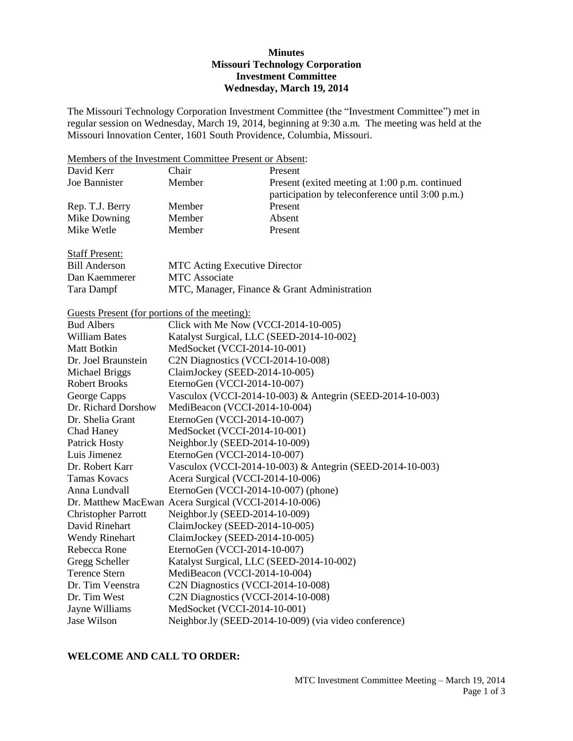# Minutes
# Missouri Technology Corporation
# Investment Committee
# Wednesday, March 19, 2014

The Missouri Technology Corporation Investment Committee (the "Investment Committee") met in regular session on Wednesday, March 19, 2014, beginning at 9:30 a.m. The meeting was held at the Missouri Innovation Center, 1601 South Providence, Columbia, Missouri.

Members of the Investment Committee Present or Absent:

| | | |
|---|---|---|
| David Kerr | Chair | Present |
| Joe Bannister | Member | Present (exited meeting at 1:00 p.m. continued participation by teleconference until 3:00 p.m.) |
| Rep. T.J. Berry | Member | Present |
| Mike Downing | Member | Absent |
| Mike Wetle | Member | Present |

Staff Present:

| | |
|---|---|
| Bill Anderson | MTC Acting Executive Director |
| Dan Kaemmerer | MTC Associate |
| Tara Dampf | MTC, Manager, Finance & Grant Administration |

Guests Present (for portions of the meeting):

| | |
|---|---|
| Bud Albers | Click with Me Now (VCCI-2014-10-005) |
| William Bates | Katalyst Surgical, LLC (SEED-2014-10-002) |
| Matt Botkin | MedSocket (VCCI-2014-10-001) |
| Dr. Joel Braunstein | C2N Diagnostics (VCCI-2014-10-008) |
| Michael Briggs | ClaimJockey (SEED-2014-10-005) |
| Robert Brooks | EternoGen (VCCI-2014-10-007) |
| George Capps | Vasculox (VCCI-2014-10-003) & Antegrin (SEED-2014-10-003) |
| Dr. Richard Dorshow | MediBeacon (VCCI-2014-10-004) |
| Dr. Shelia Grant | EternoGen (VCCI-2014-10-007) |
| Chad Haney | MedSocket (VCCI-2014-10-001) |
| Patrick Hosty | Neighbor.ly (SEED-2014-10-009) |
| Luis Jimenez | EternoGen (VCCI-2014-10-007) |
| Dr. Robert Karr | Vasculox (VCCI-2014-10-003) & Antegrin (SEED-2014-10-003) |
| Tamas Kovacs | Acera Surgical (VCCI-2014-10-006) |
| Anna Lundvall | EternoGen (VCCI-2014-10-007) (phone) |
| Dr. Matthew MacEwan | Acera Surgical (VCCI-2014-10-006) |
| Christopher Parrott | Neighbor.ly (SEED-2014-10-009) |
| David Rinehart | ClaimJockey (SEED-2014-10-005) |
| Wendy Rinehart | ClaimJockey (SEED-2014-10-005) |
| Rebecca Rone | EternoGen (VCCI-2014-10-007) |
| Gregg Scheller | Katalyst Surgical, LLC (SEED-2014-10-002) |
| Terence Stern | MediBeacon (VCCI-2014-10-004) |
| Dr. Tim Veenstra | C2N Diagnostics (VCCI-2014-10-008) |
| Dr. Tim West | C2N Diagnostics (VCCI-2014-10-008) |
| Jayne Williams | MedSocket (VCCI-2014-10-001) |
| Jase Wilson | Neighbor.ly (SEED-2014-10-009) (via video conference) |

## WELCOME AND CALL TO ORDER: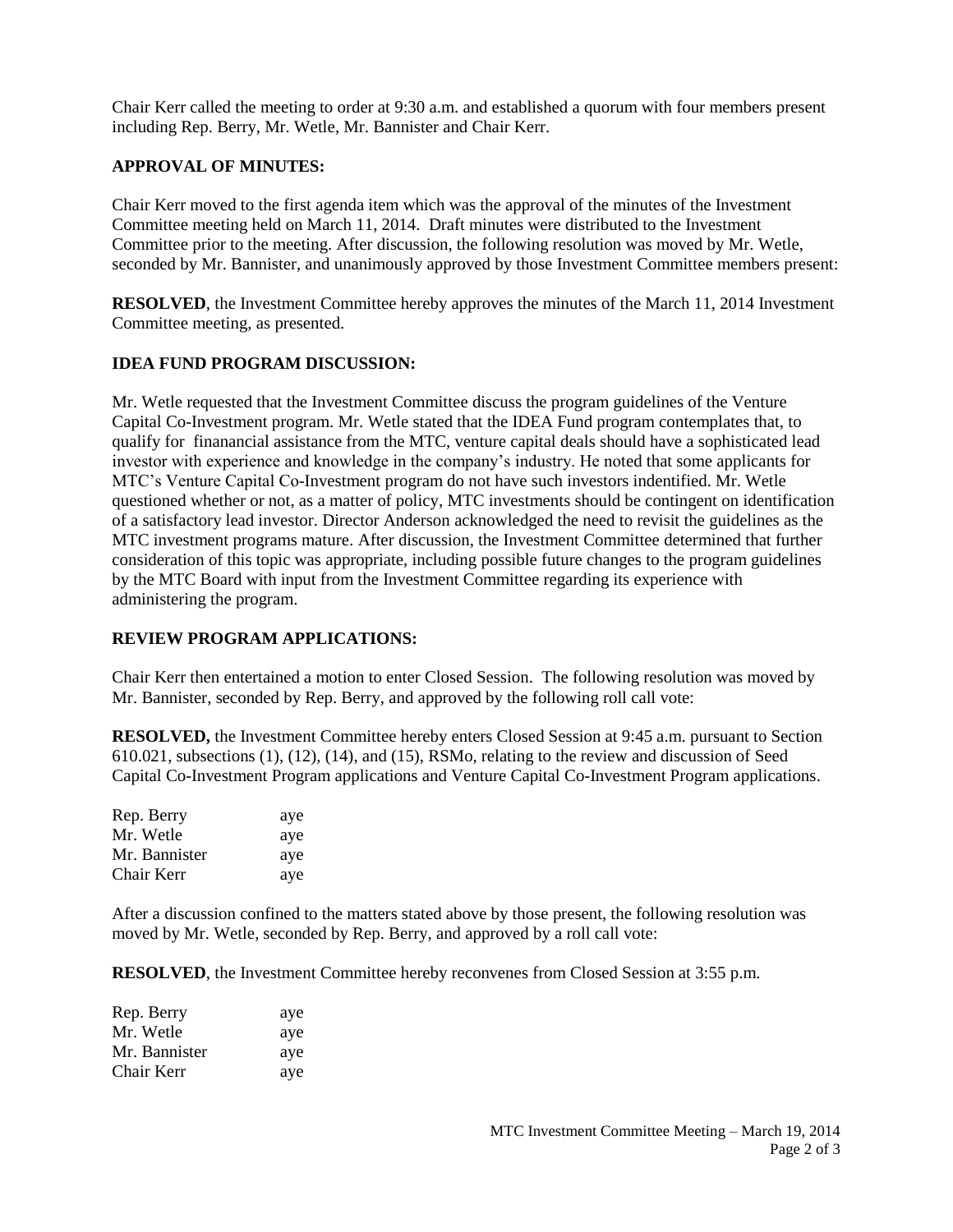Chair Kerr called the meeting to order at 9:30 a.m. and established a quorum with four members present including Rep. Berry, Mr. Wetle, Mr. Bannister and Chair Kerr.

**APPROVAL OF MINUTES:**

Chair Kerr moved to the first agenda item which was the approval of the minutes of the Investment Committee meeting held on March 11, 2014. Draft minutes were distributed to the Investment Committee prior to the meeting. After discussion, the following resolution was moved by Mr. Wetle, seconded by Mr. Bannister, and unanimously approved by those Investment Committee members present:

**RESOLVED**, the Investment Committee hereby approves the minutes of the March 11, 2014 Investment Committee meeting, as presented.

**IDEA FUND PROGRAM DISCUSSION:**

Mr. Wetle requested that the Investment Committee discuss the program guidelines of the Venture Capital Co-Investment program. Mr. Wetle stated that the IDEA Fund program contemplates that, to qualify for finanancial assistance from the MTC, venture capital deals should have a sophisticated lead investor with experience and knowledge in the company's industry. He noted that some applicants for MTC's Venture Capital Co-Investment program do not have such investors indentified. Mr. Wetle questioned whether or not, as a matter of policy, MTC investments should be contingent on identification of a satisfactory lead investor. Director Anderson acknowledged the need to revisit the guidelines as the MTC investment programs mature. After discussion, the Investment Committee determined that further consideration of this topic was appropriate, including possible future changes to the program guidelines by the MTC Board with input from the Investment Committee regarding its experience with administering the program.

**REVIEW PROGRAM APPLICATIONS:**

Chair Kerr then entertained a motion to enter Closed Session. The following resolution was moved by Mr. Bannister, seconded by Rep. Berry, and approved by the following roll call vote:

**RESOLVED,** the Investment Committee hereby enters Closed Session at 9:45 a.m. pursuant to Section 610.021, subsections (1), (12), (14), and (15), RSMo, relating to the review and discussion of Seed Capital Co-Investment Program applications and Venture Capital Co-Investment Program applications.

| | |
|---|---|
| Rep. Berry | aye |
| Mr. Wetle | aye |
| Mr. Bannister | aye |
| Chair Kerr | aye |

After a discussion confined to the matters stated above by those present, the following resolution was moved by Mr. Wetle, seconded by Rep. Berry, and approved by a roll call vote:

**RESOLVED**, the Investment Committee hereby reconvenes from Closed Session at 3:55 p.m.

| | |
|---|---|
| Rep. Berry | aye |
| Mr. Wetle | aye |
| Mr. Bannister | aye |
| Chair Kerr | aye |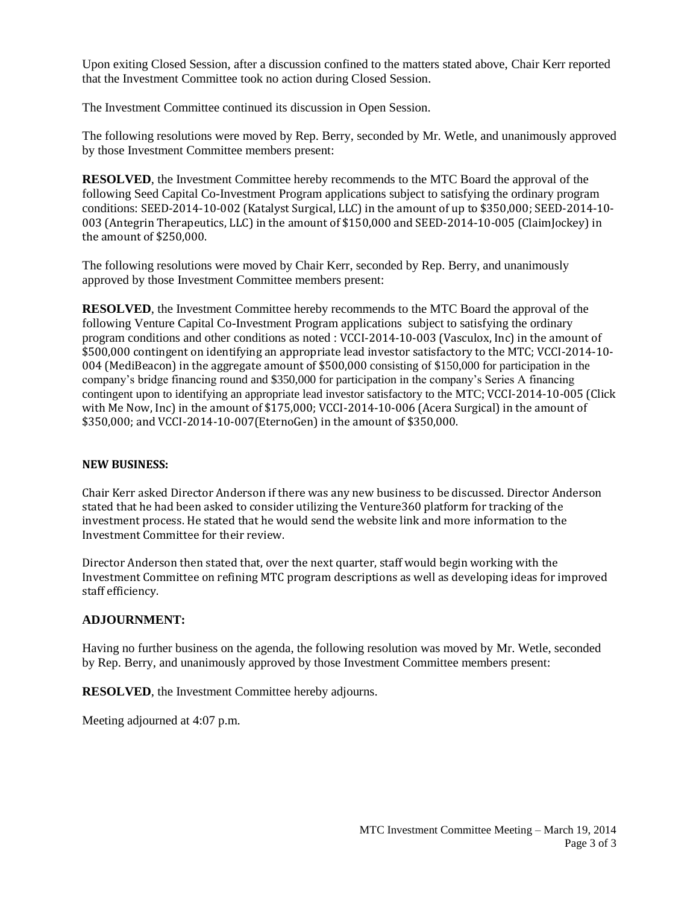Upon exiting Closed Session, after a discussion confined to the matters stated above, Chair Kerr reported that the Investment Committee took no action during Closed Session.

The Investment Committee continued its discussion in Open Session.

The following resolutions were moved by Rep. Berry, seconded by Mr. Wetle, and unanimously approved by those Investment Committee members present:

**RESOLVED**, the Investment Committee hereby recommends to the MTC Board the approval of the following Seed Capital Co-Investment Program applications subject to satisfying the ordinary program conditions: SEED-2014-10-002 (Katalyst Surgical, LLC) in the amount of up to $350,000; SEED-2014-10-003 (Antegrin Therapeutics, LLC) in the amount of $150,000 and SEED-2014-10-005 (ClaimJockey) in the amount of $250,000.

The following resolutions were moved by Chair Kerr, seconded by Rep. Berry, and unanimously approved by those Investment Committee members present:

**RESOLVED**, the Investment Committee hereby recommends to the MTC Board the approval of the following Venture Capital Co-Investment Program applications subject to satisfying the ordinary program conditions and other conditions as noted : VCCI-2014-10-003 (Vasculox, Inc) in the amount of $500,000 contingent on identifying an appropriate lead investor satisfactory to the MTC; VCCI-2014-10-004 (MediBeacon) in the aggregate amount of $500,000 consisting of $150,000 for participation in the company's bridge financing round and $350,000 for participation in the company's Series A financing contingent upon to identifying an appropriate lead investor satisfactory to the MTC; VCCI-2014-10-005 (Click with Me Now, Inc) in the amount of $175,000; VCCI-2014-10-006 (Acera Surgical) in the amount of $350,000; and VCCI-2014-10-007(EternoGen) in the amount of $350,000.

**NEW BUSINESS:**

Chair Kerr asked Director Anderson if there was any new business to be discussed. Director Anderson stated that he had been asked to consider utilizing the Venture360 platform for tracking of the investment process. He stated that he would send the website link and more information to the Investment Committee for their review.

Director Anderson then stated that, over the next quarter, staff would begin working with the Investment Committee on refining MTC program descriptions as well as developing ideas for improved staff efficiency.

**ADJOURNMENT:**

Having no further business on the agenda, the following resolution was moved by Mr. Wetle, seconded by Rep. Berry, and unanimously approved by those Investment Committee members present:

**RESOLVED**, the Investment Committee hereby adjourns.

Meeting adjourned at 4:07 p.m.